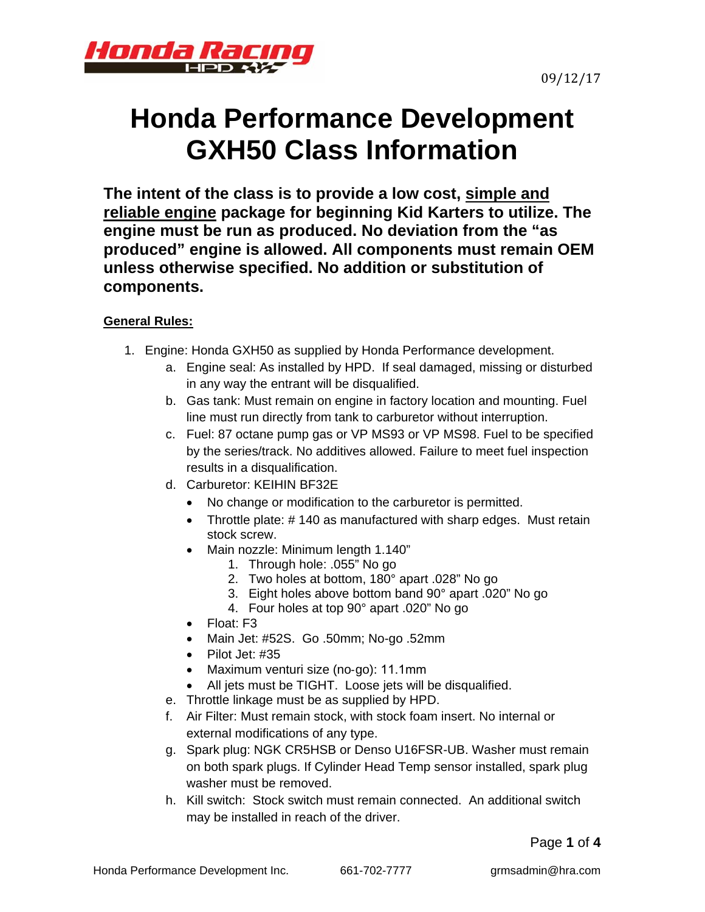09/12/17

# Honda Performance Development GXH50 Class Information

**The intent of the class is to provide a low cost, <u>simple and reliable engine</u> package for beginning Kid Karters to utilize. The engine must be run as produced. No deviation from the "as produced" engine is allowed. All components must remain OEM unless otherwise specified. No addition or substitution of components.**

**<u>General Rules:</u>**

1. Engine: Honda GXH50 as supplied by Honda Performance development.
   a. Engine seal: As installed by HPD. If seal damaged, missing or disturbed in any way the entrant will be disqualified.
   b. Gas tank: Must remain on engine in factory location and mounting. Fuel line must run directly from tank to carburetor without interruption.
   c. Fuel: 87 octane pump gas or VP MS93 or VP MS98. Fuel to be specified by the series/track. No additives allowed. Failure to meet fuel inspection results in a disqualification.
   d. Carburetor: KEIHIN BF32E
      - No change or modification to the carburetor is permitted.
      - Throttle plate: # 140 as manufactured with sharp edges. Must retain stock screw.
      - Main nozzle: Minimum length 1.140"
        1. Through hole: .055" No go
        2. Two holes at bottom, 180° apart .028" No go
        3. Eight holes above bottom band 90° apart .020" No go
        4. Four holes at top 90° apart .020" No go
      - Float: F3
      - Main Jet: #52S. Go .50mm; No-go .52mm
      - Pilot Jet: #35
      - Maximum venturi size (no-go): 11.1mm
      - All jets must be TIGHT. Loose jets will be disqualified.
   e. Throttle linkage must be as supplied by HPD.
   f. Air Filter: Must remain stock, with stock foam insert. No internal or external modifications of any type.
   g. Spark plug: NGK CR5HSB or Denso U16FSR-UB. Washer must remain on both spark plugs. If Cylinder Head Temp sensor installed, spark plug washer must be removed.
   h. Kill switch: Stock switch must remain connected. An additional switch may be installed in reach of the driver.

Honda Performance Development Inc. 661-702-7777 grmsadmin@hra.com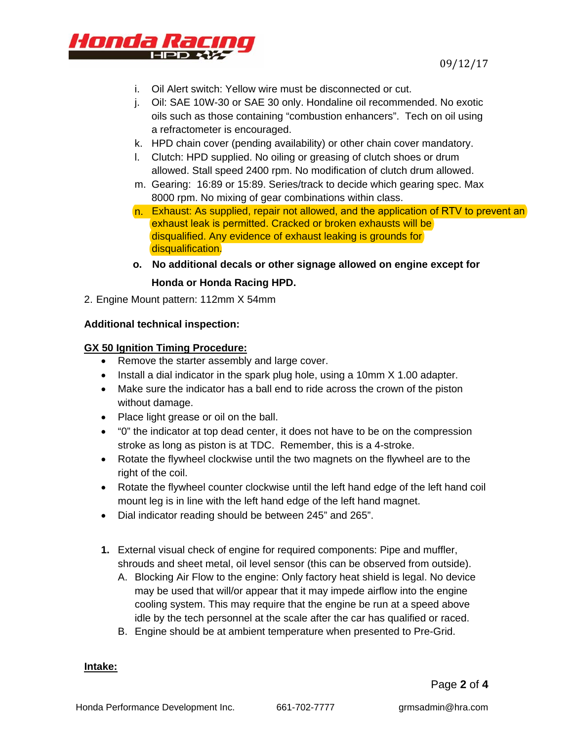i. Oil Alert switch: Yellow wire must be disconnected or cut.

j. Oil: SAE 10W-30 or SAE 30 only. Hondaline oil recommended. No exotic oils such as those containing "combustion enhancers". Tech on oil using a refractometer is encouraged.

k. HPD chain cover (pending availability) or other chain cover mandatory.

l. Clutch: HPD supplied. No oiling or greasing of clutch shoes or drum allowed. Stall speed 2400 rpm. No modification of clutch drum allowed.

m. Gearing: 16:89 or 15:89. Series/track to decide which gearing spec. Max 8000 rpm. No mixing of gear combinations within class.

n. Exhaust: As supplied, repair not allowed, and the application of RTV to prevent an exhaust leak is permitted. Cracked or broken exhausts will be disqualified. Any evidence of exhaust leaking is grounds for disqualification.

**o. No additional decals or other signage allowed on engine except for Honda or Honda Racing HPD.**

2. Engine Mount pattern: 112mm X 54mm

**Additional technical inspection:**

**GX 50 Ignition Timing Procedure:**

- Remove the starter assembly and large cover.
- Install a dial indicator in the spark plug hole, using a 10mm X 1.00 adapter.
- Make sure the indicator has a ball end to ride across the crown of the piston without damage.
- Place light grease or oil on the ball.
- "0" the indicator at top dead center, it does not have to be on the compression stroke as long as piston is at TDC. Remember, this is a 4-stroke.
- Rotate the flywheel clockwise until the two magnets on the flywheel are to the right of the coil.
- Rotate the flywheel counter clockwise until the left hand edge of the left hand coil mount leg is in line with the left hand edge of the left hand magnet.
- Dial indicator reading should be between 245" and 265".

**1.** External visual check of engine for required components: Pipe and muffler, shrouds and sheet metal, oil level sensor (this can be observed from outside).

   A. Blocking Air Flow to the engine: Only factory heat shield is legal. No device may be used that will/or appear that it may impede airflow into the engine cooling system. This may require that the engine be run at a speed above idle by the tech personnel at the scale after the car has qualified or raced.

   B. Engine should be at ambient temperature when presented to Pre-Grid.

**Intake:**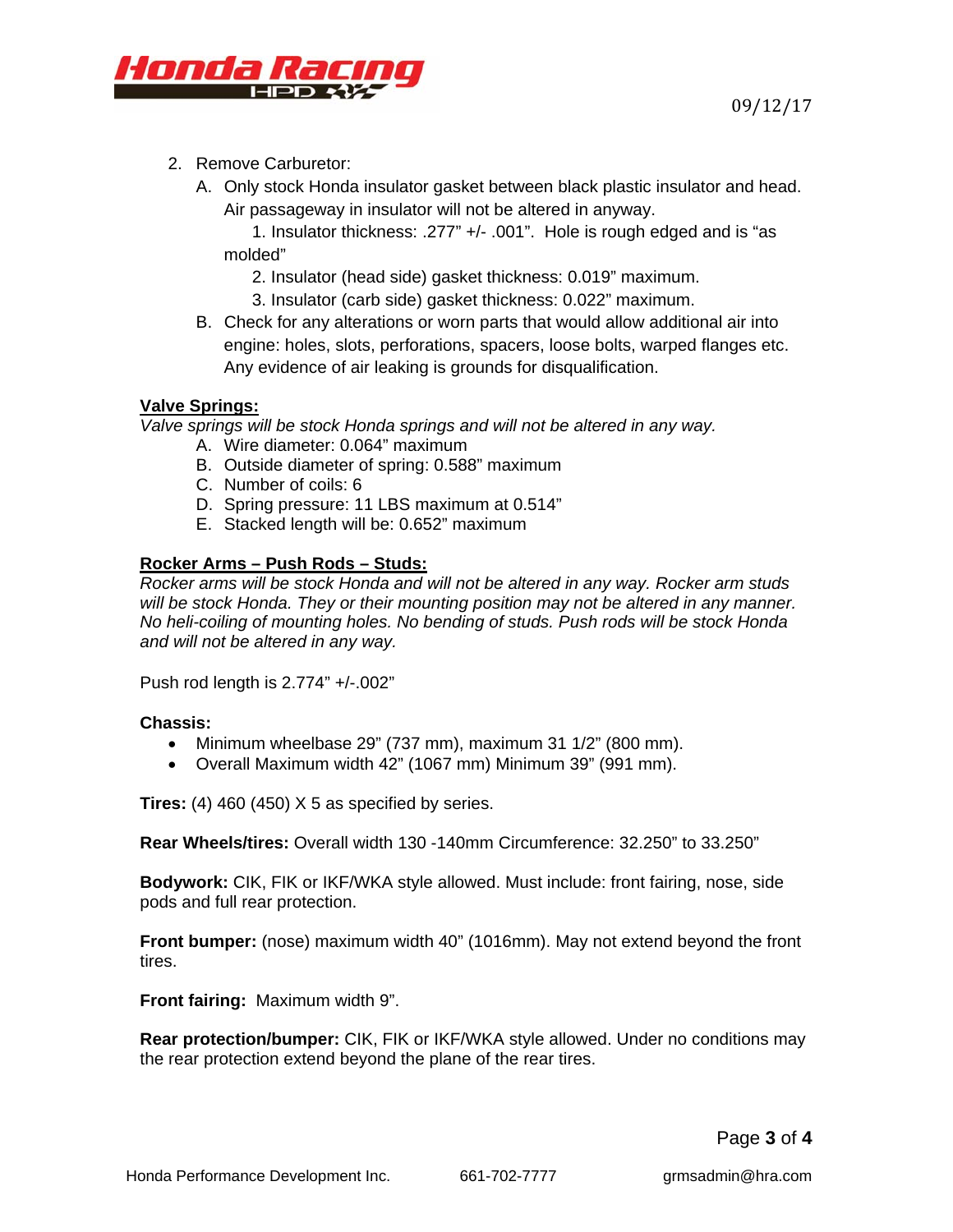2. Remove Carburetor:
   A. Only stock Honda insulator gasket between black plastic insulator and head. Air passageway in insulator will not be altered in anyway.
      1. Insulator thickness: .277" +/- .001". Hole is rough edged and is "as molded"
      2. Insulator (head side) gasket thickness: 0.019" maximum.
      3. Insulator (carb side) gasket thickness: 0.022" maximum.
   B. Check for any alterations or worn parts that would allow additional air into engine: holes, slots, perforations, spacers, loose bolts, warped flanges etc. Any evidence of air leaking is grounds for disqualification.

**Valve Springs:**

*Valve springs will be stock Honda springs and will not be altered in any way.*

A. Wire diameter: 0.064" maximum
B. Outside diameter of spring: 0.588" maximum
C. Number of coils: 6
D. Spring pressure: 11 LBS maximum at 0.514"
E. Stacked length will be: 0.652" maximum

**Rocker Arms – Push Rods – Studs:**

*Rocker arms will be stock Honda and will not be altered in any way. Rocker arm studs will be stock Honda. They or their mounting position may not be altered in any manner. No heli-coiling of mounting holes. No bending of studs. Push rods will be stock Honda and will not be altered in any way.*

Push rod length is 2.774" +/-.002"

**Chassis:**

- Minimum wheelbase 29" (737 mm), maximum 31 1/2" (800 mm).
- Overall Maximum width 42" (1067 mm) Minimum 39" (991 mm).

**Tires:** (4) 460 (450) X 5 as specified by series.

**Rear Wheels/tires:** Overall width 130 -140mm Circumference: 32.250" to 33.250"

**Bodywork:** CIK, FIK or IKF/WKA style allowed. Must include: front fairing, nose, side pods and full rear protection.

**Front bumper:** (nose) maximum width 40" (1016mm). May not extend beyond the front tires.

**Front fairing:** Maximum width 9".

**Rear protection/bumper:** CIK, FIK or IKF/WKA style allowed. Under no conditions may the rear protection extend beyond the plane of the rear tires.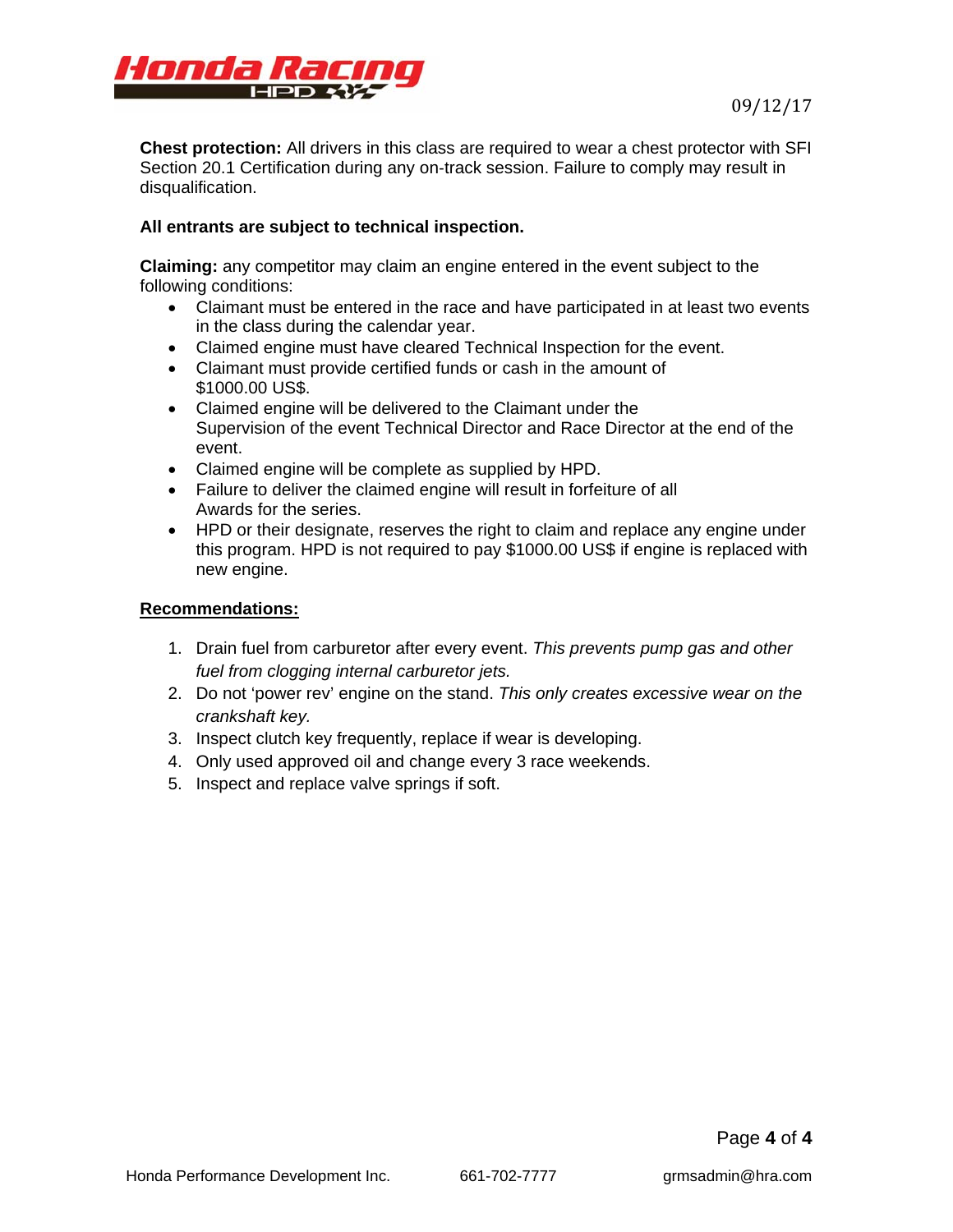**Chest protection:** All drivers in this class are required to wear a chest protector with SFI Section 20.1 Certification during any on-track session. Failure to comply may result in disqualification.

**All entrants are subject to technical inspection.**

**Claiming:** any competitor may claim an engine entered in the event subject to the following conditions:

- Claimant must be entered in the race and have participated in at least two events in the class during the calendar year.
- Claimed engine must have cleared Technical Inspection for the event.
- Claimant must provide certified funds or cash in the amount of $1000.00 US$.
- Claimed engine will be delivered to the Claimant under the Supervision of the event Technical Director and Race Director at the end of the event.
- Claimed engine will be complete as supplied by HPD.
- Failure to deliver the claimed engine will result in forfeiture of all Awards for the series.
- HPD or their designate, reserves the right to claim and replace any engine under this program. HPD is not required to pay $1000.00 US$ if engine is replaced with new engine.

**<u>Recommendations:</u>**

1. Drain fuel from carburetor after every event. *This prevents pump gas and other fuel from clogging internal carburetor jets.*
2. Do not 'power rev' engine on the stand. *This only creates excessive wear on the crankshaft key.*
3. Inspect clutch key frequently, replace if wear is developing.
4. Only used approved oil and change every 3 race weekends.
5. Inspect and replace valve springs if soft.